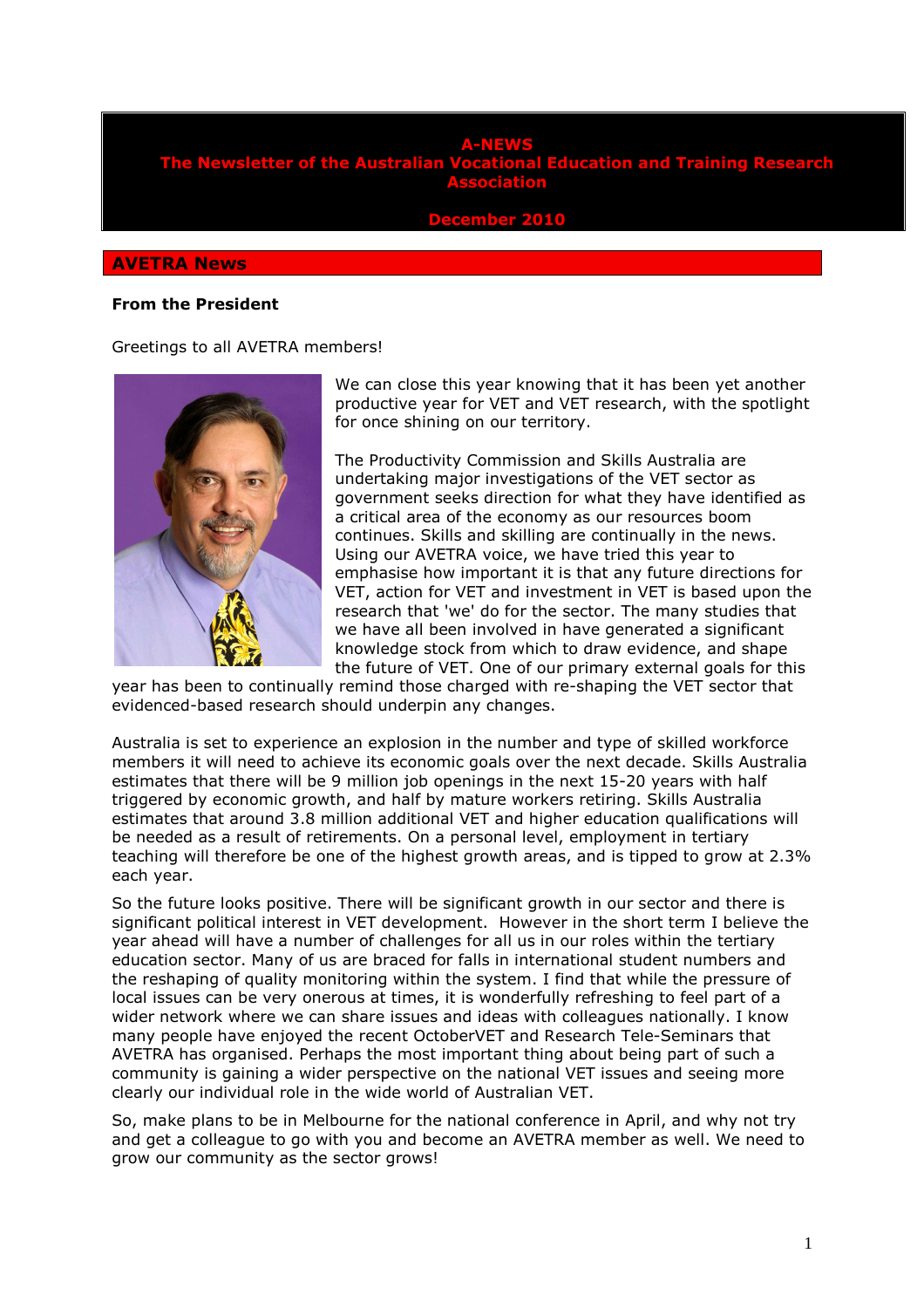# A-NEWS
# The Newsletter of the Australian Vocational Education and Training Research Association

**December 2010**

## AVETRA News

### From the President

Greetings to all AVETRA members!

We can close this year knowing that it has been yet another productive year for VET and VET research, with the spotlight for once shining on our territory.

The Productivity Commission and Skills Australia are undertaking major investigations of the VET sector as government seeks direction for what they have identified as a critical area of the economy as our resources boom continues. Skills and skilling are continually in the news. Using our AVETRA voice, we have tried this year to emphasise how important it is that any future directions for VET, action for VET and investment in VET is based upon the research that 'we' do for the sector. The many studies that we have all been involved in have generated a significant knowledge stock from which to draw evidence, and shape the future of VET. One of our primary external goals for this year has been to continually remind those charged with re-shaping the VET sector that evidenced-based research should underpin any changes.

Australia is set to experience an explosion in the number and type of skilled workforce members it will need to achieve its economic goals over the next decade. Skills Australia estimates that there will be 9 million job openings in the next 15-20 years with half triggered by economic growth, and half by mature workers retiring. Skills Australia estimates that around 3.8 million additional VET and higher education qualifications will be needed as a result of retirements. On a personal level, employment in tertiary teaching will therefore be one of the highest growth areas, and is tipped to grow at 2.3% each year.

So the future looks positive. There will be significant growth in our sector and there is significant political interest in VET development. However in the short term I believe the year ahead will have a number of challenges for all us in our roles within the tertiary education sector. Many of us are braced for falls in international student numbers and the reshaping of quality monitoring within the system. I find that while the pressure of local issues can be very onerous at times, it is wonderfully refreshing to feel part of a wider network where we can share issues and ideas with colleagues nationally. I know many people have enjoyed the recent OctoberVET and Research Tele-Seminars that AVETRA has organised. Perhaps the most important thing about being part of such a community is gaining a wider perspective on the national VET issues and seeing more clearly our individual role in the wide world of Australian VET.

So, make plans to be in Melbourne for the national conference in April, and why not try and get a colleague to go with you and become an AVETRA member as well. We need to grow our community as the sector grows!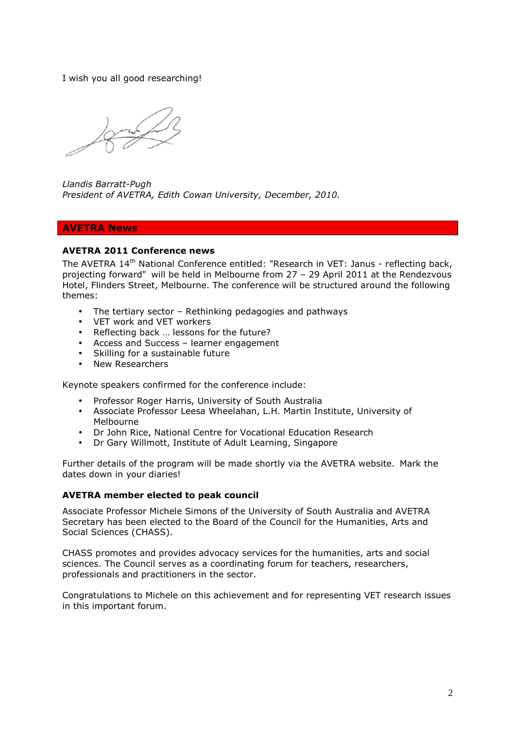I wish you all good researching!

*Llandis Barratt-Pugh*
*President of AVETRA, Edith Cowan University, December, 2010.*

## AVETRA News

### AVETRA 2011 Conference news

The AVETRA 14th National Conference entitled: "Research in VET: Janus - reflecting back, projecting forward" will be held in Melbourne from 27 – 29 April 2011 at the Rendezvous Hotel, Flinders Street, Melbourne. The conference will be structured around the following themes:

- The tertiary sector – Rethinking pedagogies and pathways
- VET work and VET workers
- Reflecting back … lessons for the future?
- Access and Success – learner engagement
- Skilling for a sustainable future
- New Researchers

Keynote speakers confirmed for the conference include:

- Professor Roger Harris, University of South Australia
- Associate Professor Leesa Wheelahan, L.H. Martin Institute, University of Melbourne
- Dr John Rice, National Centre for Vocational Education Research
- Dr Gary Willmott, Institute of Adult Learning, Singapore

Further details of the program will be made shortly via the AVETRA website. Mark the dates down in your diaries!

### AVETRA member elected to peak council

Associate Professor Michele Simons of the University of South Australia and AVETRA Secretary has been elected to the Board of the Council for the Humanities, Arts and Social Sciences (CHASS).

CHASS promotes and provides advocacy services for the humanities, arts and social sciences. The Council serves as a coordinating forum for teachers, researchers, professionals and practitioners in the sector.

Congratulations to Michele on this achievement and for representing VET research issues in this important forum.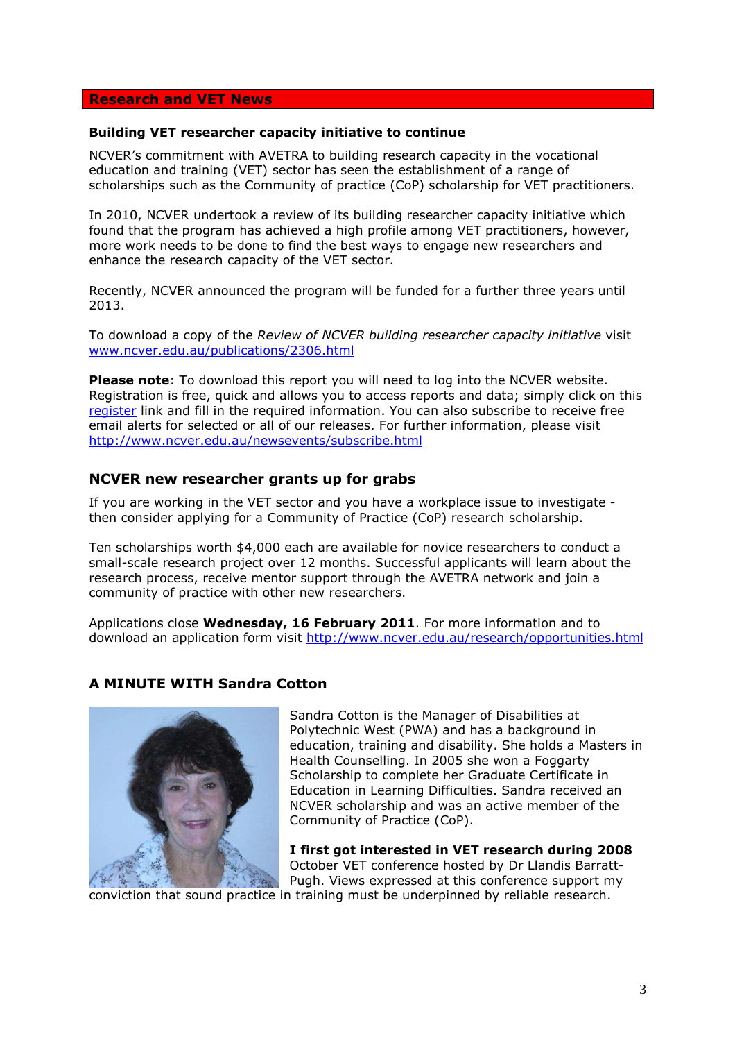## Research and VET News

### Building VET researcher capacity initiative to continue

NCVER's commitment with AVETRA to building research capacity in the vocational education and training (VET) sector has seen the establishment of a range of scholarships such as the Community of practice (CoP) scholarship for VET practitioners.

In 2010, NCVER undertook a review of its building researcher capacity initiative which found that the program has achieved a high profile among VET practitioners, however, more work needs to be done to find the best ways to engage new researchers and enhance the research capacity of the VET sector.

Recently, NCVER announced the program will be funded for a further three years until 2013.

To download a copy of the *Review of NCVER building researcher capacity initiative* visit www.ncver.edu.au/publications/2306.html

**Please note**: To download this report you will need to log into the NCVER website. Registration is free, quick and allows you to access reports and data; simply click on this register link and fill in the required information. You can also subscribe to receive free email alerts for selected or all of our releases. For further information, please visit http://www.ncver.edu.au/newsevents/subscribe.html

### NCVER new researcher grants up for grabs

If you are working in the VET sector and you have a workplace issue to investigate - then consider applying for a Community of Practice (CoP) research scholarship.

Ten scholarships worth $4,000 each are available for novice researchers to conduct a small-scale research project over 12 months. Successful applicants will learn about the research process, receive mentor support through the AVETRA network and join a community of practice with other new researchers.

Applications close **Wednesday, 16 February 2011**. For more information and to download an application form visit http://www.ncver.edu.au/research/opportunities.html

### A MINUTE WITH Sandra Cotton

Sandra Cotton is the Manager of Disabilities at Polytechnic West (PWA) and has a background in education, training and disability. She holds a Masters in Health Counselling. In 2005 she won a Foggarty Scholarship to complete her Graduate Certificate in Education in Learning Difficulties. Sandra received an NCVER scholarship and was an active member of the Community of Practice (CoP).

**I first got interested in VET research during 2008** October VET conference hosted by Dr Llandis Barratt-Pugh. Views expressed at this conference support my conviction that sound practice in training must be underpinned by reliable research.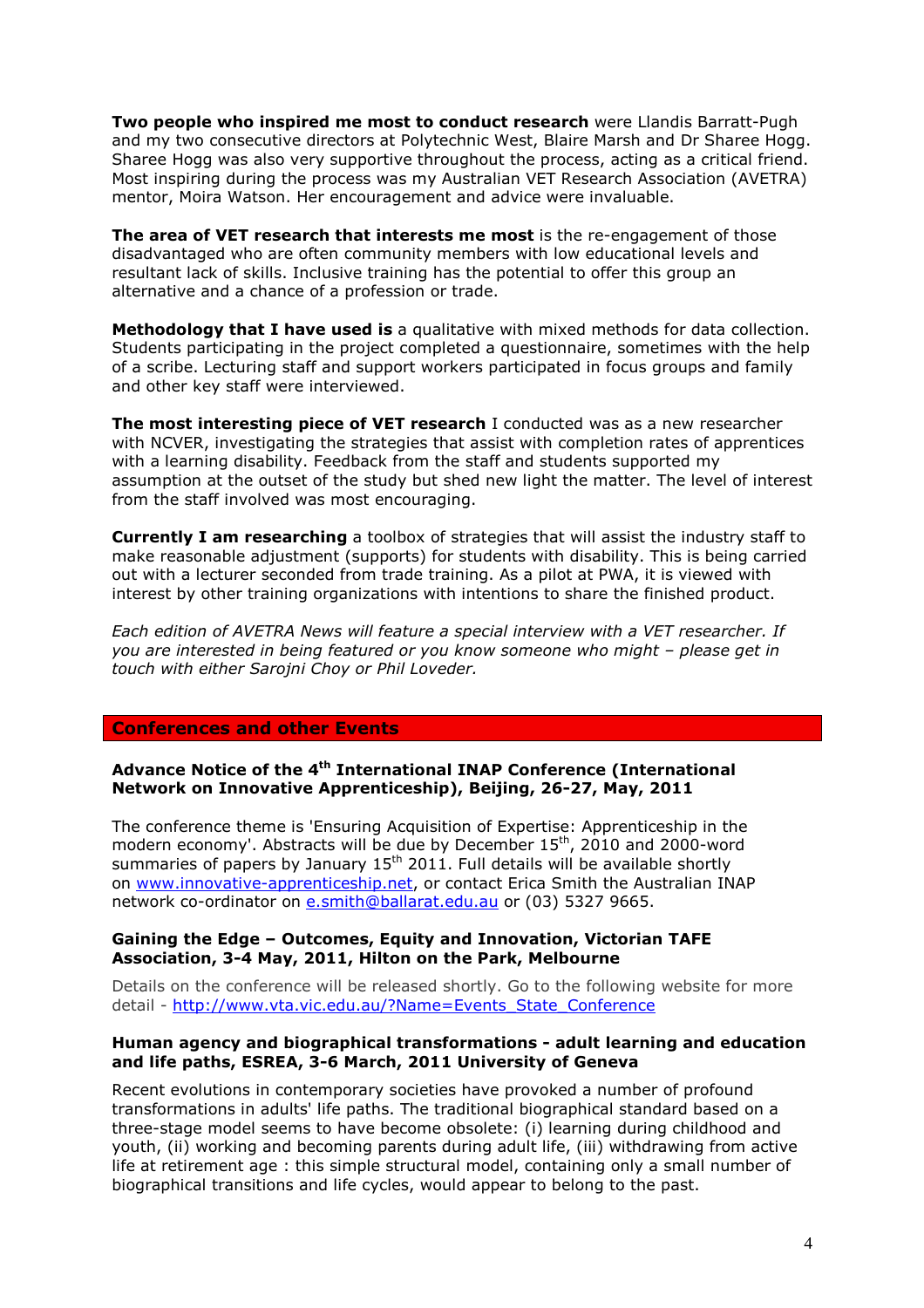**Two people who inspired me most to conduct research** were Llandis Barratt-Pugh and my two consecutive directors at Polytechnic West, Blaire Marsh and Dr Sharee Hogg. Sharee Hogg was also very supportive throughout the process, acting as a critical friend. Most inspiring during the process was my Australian VET Research Association (AVETRA) mentor, Moira Watson. Her encouragement and advice were invaluable.

**The area of VET research that interests me most** is the re-engagement of those disadvantaged who are often community members with low educational levels and resultant lack of skills. Inclusive training has the potential to offer this group an alternative and a chance of a profession or trade.

**Methodology that I have used is** a qualitative with mixed methods for data collection. Students participating in the project completed a questionnaire, sometimes with the help of a scribe. Lecturing staff and support workers participated in focus groups and family and other key staff were interviewed.

**The most interesting piece of VET research** I conducted was as a new researcher with NCVER, investigating the strategies that assist with completion rates of apprentices with a learning disability. Feedback from the staff and students supported my assumption at the outset of the study but shed new light the matter. The level of interest from the staff involved was most encouraging.

**Currently I am researching** a toolbox of strategies that will assist the industry staff to make reasonable adjustment (supports) for students with disability. This is being carried out with a lecturer seconded from trade training. As a pilot at PWA, it is viewed with interest by other training organizations with intentions to share the finished product.

*Each edition of AVETRA News will feature a special interview with a VET researcher. If you are interested in being featured or you know someone who might – please get in touch with either Sarojni Choy or Phil Loveder.*

## Conferences and other Events

### Advance Notice of the 4th International INAP Conference (International Network on Innovative Apprenticeship), Beijing, 26-27, May, 2011

The conference theme is 'Ensuring Acquisition of Expertise: Apprenticeship in the modern economy'. Abstracts will be due by December 15th, 2010 and 2000-word summaries of papers by January 15th 2011. Full details will be available shortly on www.innovative-apprenticeship.net, or contact Erica Smith the Australian INAP network co-ordinator on e.smith@ballarat.edu.au or (03) 5327 9665.

### Gaining the Edge – Outcomes, Equity and Innovation, Victorian TAFE Association, 3-4 May, 2011, Hilton on the Park, Melbourne

Details on the conference will be released shortly. Go to the following website for more detail - http://www.vta.vic.edu.au/?Name=Events_State_Conference

### Human agency and biographical transformations - adult learning and education and life paths, ESREA, 3-6 March, 2011 University of Geneva

Recent evolutions in contemporary societies have provoked a number of profound transformations in adults' life paths. The traditional biographical standard based on a three-stage model seems to have become obsolete: (i) learning during childhood and youth, (ii) working and becoming parents during adult life, (iii) withdrawing from active life at retirement age : this simple structural model, containing only a small number of biographical transitions and life cycles, would appear to belong to the past.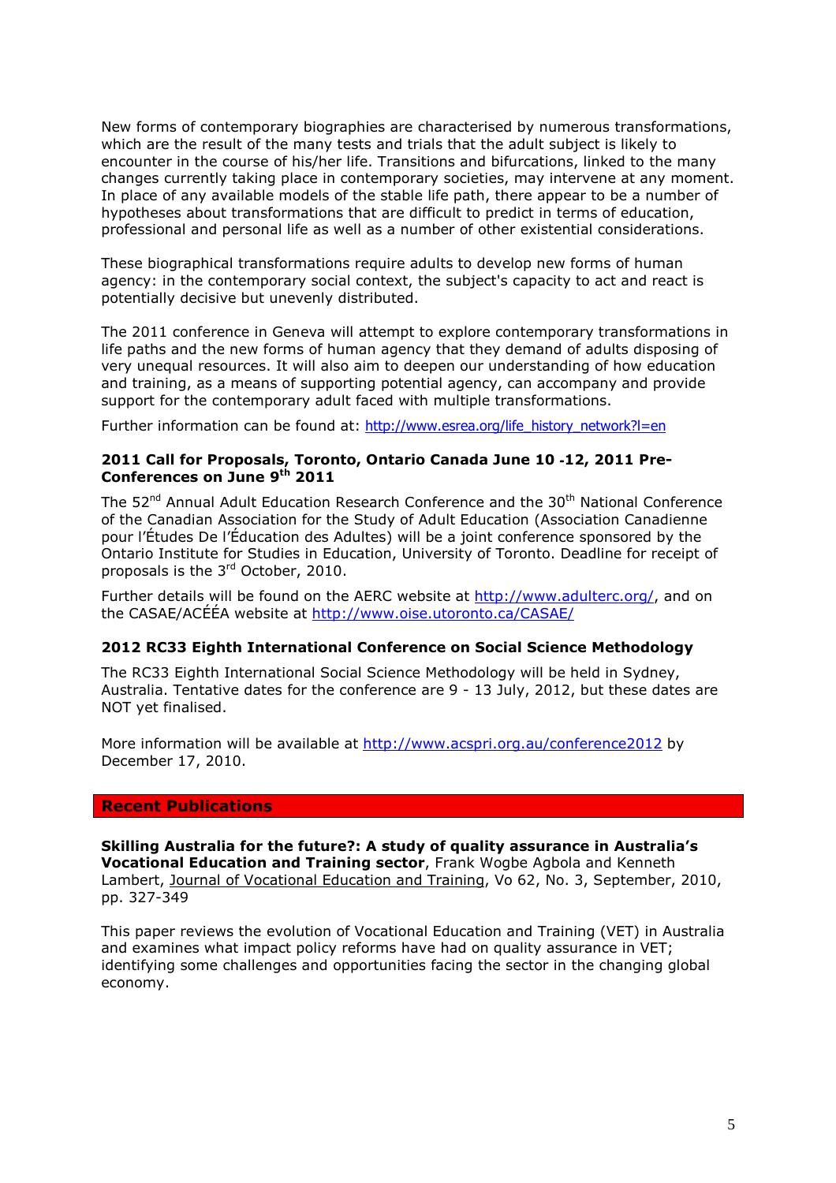New forms of contemporary biographies are characterised by numerous transformations, which are the result of the many tests and trials that the adult subject is likely to encounter in the course of his/her life. Transitions and bifurcations, linked to the many changes currently taking place in contemporary societies, may intervene at any moment. In place of any available models of the stable life path, there appear to be a number of hypotheses about transformations that are difficult to predict in terms of education, professional and personal life as well as a number of other existential considerations.

These biographical transformations require adults to develop new forms of human agency: in the contemporary social context, the subject's capacity to act and react is potentially decisive but unevenly distributed.

The 2011 conference in Geneva will attempt to explore contemporary transformations in life paths and the new forms of human agency that they demand of adults disposing of very unequal resources. It will also aim to deepen our understanding of how education and training, as a means of supporting potential agency, can accompany and provide support for the contemporary adult faced with multiple transformations.

Further information can be found at: http://www.esrea.org/life_history_network?l=en

### 2011 Call for Proposals, Toronto, Ontario Canada June 10 -12, 2011 Pre-Conferences on June 9th 2011

The 52nd Annual Adult Education Research Conference and the 30th National Conference of the Canadian Association for the Study of Adult Education (Association Canadienne pour l'Études De l'Éducation des Adultes) will be a joint conference sponsored by the Ontario Institute for Studies in Education, University of Toronto. Deadline for receipt of proposals is the 3rd October, 2010.

Further details will be found on the AERC website at http://www.adulterc.org/, and on the CASAE/ACÉÉA website at http://www.oise.utoronto.ca/CASAE/

### 2012 RC33 Eighth International Conference on Social Science Methodology

The RC33 Eighth International Social Science Methodology will be held in Sydney, Australia. Tentative dates for the conference are 9 - 13 July, 2012, but these dates are NOT yet finalised.

More information will be available at http://www.acspri.org.au/conference2012 by December 17, 2010.

## Recent Publications

**Skilling Australia for the future?: A study of quality assurance in Australia's Vocational Education and Training sector**, Frank Wogbe Agbola and Kenneth Lambert, Journal of Vocational Education and Training, Vo 62, No. 3, September, 2010, pp. 327-349

This paper reviews the evolution of Vocational Education and Training (VET) in Australia and examines what impact policy reforms have had on quality assurance in VET; identifying some challenges and opportunities facing the sector in the changing global economy.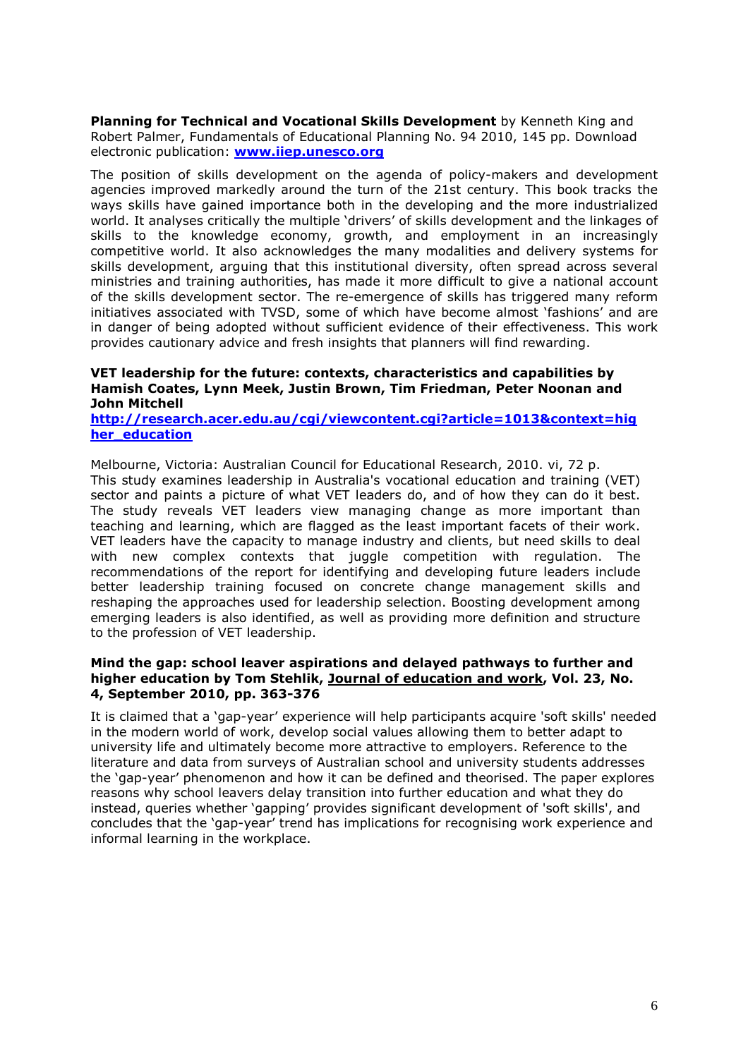**Planning for Technical and Vocational Skills Development** by Kenneth King and Robert Palmer, Fundamentals of Educational Planning No. 94 2010, 145 pp. Download electronic publication: **[www.iiep.unesco.org](http://www.iiep.unesco.org)**

The position of skills development on the agenda of policy-makers and development agencies improved markedly around the turn of the 21st century. This book tracks the ways skills have gained importance both in the developing and the more industrialized world. It analyses critically the multiple 'drivers' of skills development and the linkages of skills to the knowledge economy, growth, and employment in an increasingly competitive world. It also acknowledges the many modalities and delivery systems for skills development, arguing that this institutional diversity, often spread across several ministries and training authorities, has made it more difficult to give a national account of the skills development sector. The re-emergence of skills has triggered many reform initiatives associated with TVSD, some of which have become almost 'fashions' and are in danger of being adopted without sufficient evidence of their effectiveness. This work provides cautionary advice and fresh insights that planners will find rewarding.

**VET leadership for the future: contexts, characteristics and capabilities by Hamish Coates, Lynn Meek, Justin Brown, Tim Friedman, Peter Noonan and John Mitchell**
**[http://research.acer.edu.au/cgi/viewcontent.cgi?article=1013&context=higher_education](http://research.acer.edu.au/cgi/viewcontent.cgi?article=1013&context=higher_education)**

Melbourne, Victoria: Australian Council for Educational Research, 2010. vi, 72 p.
This study examines leadership in Australia's vocational education and training (VET) sector and paints a picture of what VET leaders do, and of how they can do it best. The study reveals VET leaders view managing change as more important than teaching and learning, which are flagged as the least important facets of their work. VET leaders have the capacity to manage industry and clients, but need skills to deal with new complex contexts that juggle competition with regulation. The recommendations of the report for identifying and developing future leaders include better leadership training focused on concrete change management skills and reshaping the approaches used for leadership selection. Boosting development among emerging leaders is also identified, as well as providing more definition and structure to the profession of VET leadership.

**Mind the gap: school leaver aspirations and delayed pathways to further and higher education by Tom Stehlik, Journal of education and work, Vol. 23, No. 4, September 2010, pp. 363-376**

It is claimed that a 'gap-year' experience will help participants acquire 'soft skills' needed in the modern world of work, develop social values allowing them to better adapt to university life and ultimately become more attractive to employers. Reference to the literature and data from surveys of Australian school and university students addresses the 'gap-year' phenomenon and how it can be defined and theorised. The paper explores reasons why school leavers delay transition into further education and what they do instead, queries whether 'gapping' provides significant development of 'soft skills', and concludes that the 'gap-year' trend has implications for recognising work experience and informal learning in the workplace.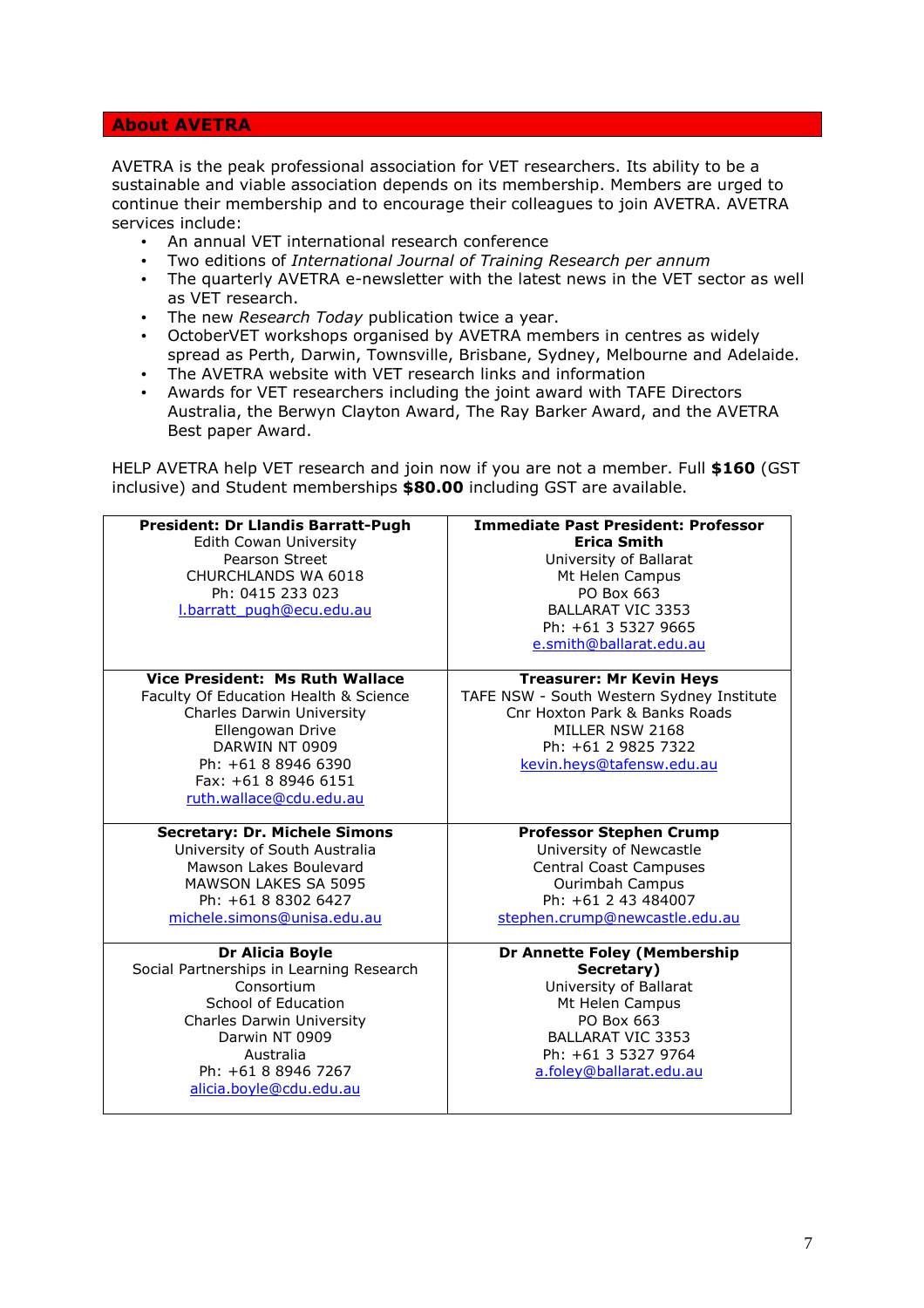## About AVETRA

AVETRA is the peak professional association for VET researchers. Its ability to be a sustainable and viable association depends on its membership. Members are urged to continue their membership and to encourage their colleagues to join AVETRA. AVETRA services include:

- An annual VET international research conference
- Two editions of *International Journal of Training Research per annum*
- The quarterly AVETRA e-newsletter with the latest news in the VET sector as well as VET research.
- The new *Research Today* publication twice a year.
- OctoberVET workshops organised by AVETRA members in centres as widely spread as Perth, Darwin, Townsville, Brisbane, Sydney, Melbourne and Adelaide.
- The AVETRA website with VET research links and information
- Awards for VET researchers including the joint award with TAFE Directors Australia, the Berwyn Clayton Award, The Ray Barker Award, and the AVETRA Best paper Award.

HELP AVETRA help VET research and join now if you are not a member. Full **$160** (GST inclusive) and Student memberships **$80.00** including GST are available.

| | |
|---|---|
| **President: Dr Llandis Barratt-Pugh**<br>Edith Cowan University<br>Pearson Street<br>CHURCHLANDS WA 6018<br>Ph: 0415 233 023<br>l.barratt_pugh@ecu.edu.au | **Immediate Past President: Professor Erica Smith**<br>University of Ballarat<br>Mt Helen Campus<br>PO Box 663<br>BALLARAT VIC 3353<br>Ph: +61 3 5327 9665<br>e.smith@ballarat.edu.au |
| **Vice President: Ms Ruth Wallace**<br>Faculty Of Education Health & Science<br>Charles Darwin University<br>Ellengowan Drive<br>DARWIN NT 0909<br>Ph: +61 8 8946 6390<br>Fax: +61 8 8946 6151<br>ruth.wallace@cdu.edu.au | **Treasurer: Mr Kevin Heys**<br>TAFE NSW - South Western Sydney Institute<br>Cnr Hoxton Park & Banks Roads<br>MILLER NSW 2168<br>Ph: +61 2 9825 7322<br>kevin.heys@tafensw.edu.au |
| **Secretary: Dr. Michele Simons**<br>University of South Australia<br>Mawson Lakes Boulevard<br>MAWSON LAKES SA 5095<br>Ph: +61 8 8302 6427<br>michele.simons@unisa.edu.au | **Professor Stephen Crump**<br>University of Newcastle<br>Central Coast Campuses<br>Ourimbah Campus<br>Ph: +61 2 43 484007<br>stephen.crump@newcastle.edu.au |
| **Dr Alicia Boyle**<br>Social Partnerships in Learning Research Consortium<br>School of Education<br>Charles Darwin University<br>Darwin NT 0909<br>Australia<br>Ph: +61 8 8946 7267<br>alicia.boyle@cdu.edu.au | **Dr Annette Foley (Membership Secretary)**<br>University of Ballarat<br>Mt Helen Campus<br>PO Box 663<br>BALLARAT VIC 3353<br>Ph: +61 3 5327 9764<br>a.foley@ballarat.edu.au |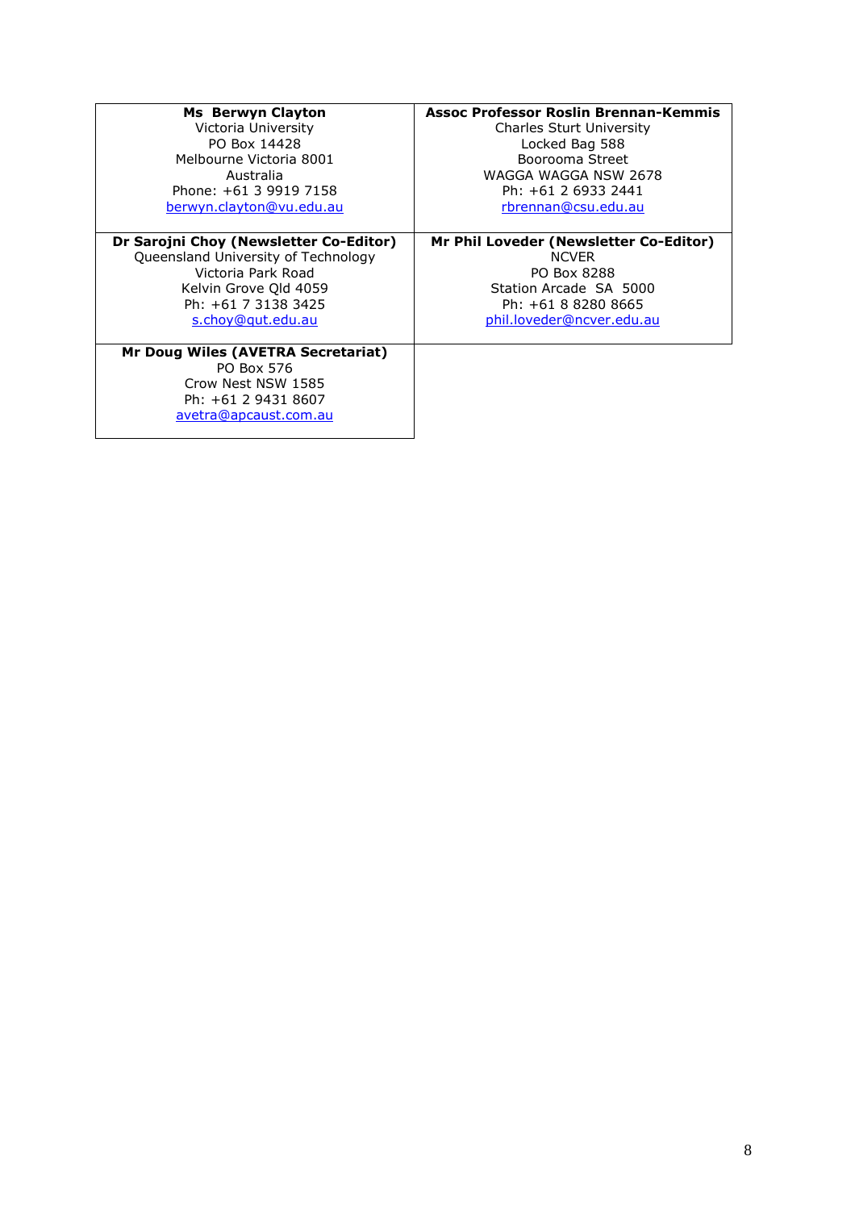| | |
|---|---|
| **Ms Berwyn Clayton**<br>Victoria University<br>PO Box 14428<br>Melbourne Victoria 8001<br>Australia<br>Phone: +61 3 9919 7158<br>berwyn.clayton@vu.edu.au | **Assoc Professor Roslin Brennan-Kemmis**<br>Charles Sturt University<br>Locked Bag 588<br>Boorooma Street<br>WAGGA WAGGA NSW 2678<br>Ph: +61 2 6933 2441<br>rbrennan@csu.edu.au |
| **Dr Sarojni Choy (Newsletter Co-Editor)**<br>Queensland University of Technology<br>Victoria Park Road<br>Kelvin Grove Qld 4059<br>Ph: +61 7 3138 3425<br>s.choy@qut.edu.au | **Mr Phil Loveder (Newsletter Co-Editor)**<br>NCVER<br>PO Box 8288<br>Station Arcade SA 5000<br>Ph: +61 8 8280 8665<br>phil.loveder@ncver.edu.au |
| **Mr Doug Wiles (AVETRA Secretariat)**<br>PO Box 576<br>Crow Nest NSW 1585<br>Ph: +61 2 9431 8607<br>avetra@apcaust.com.au | |